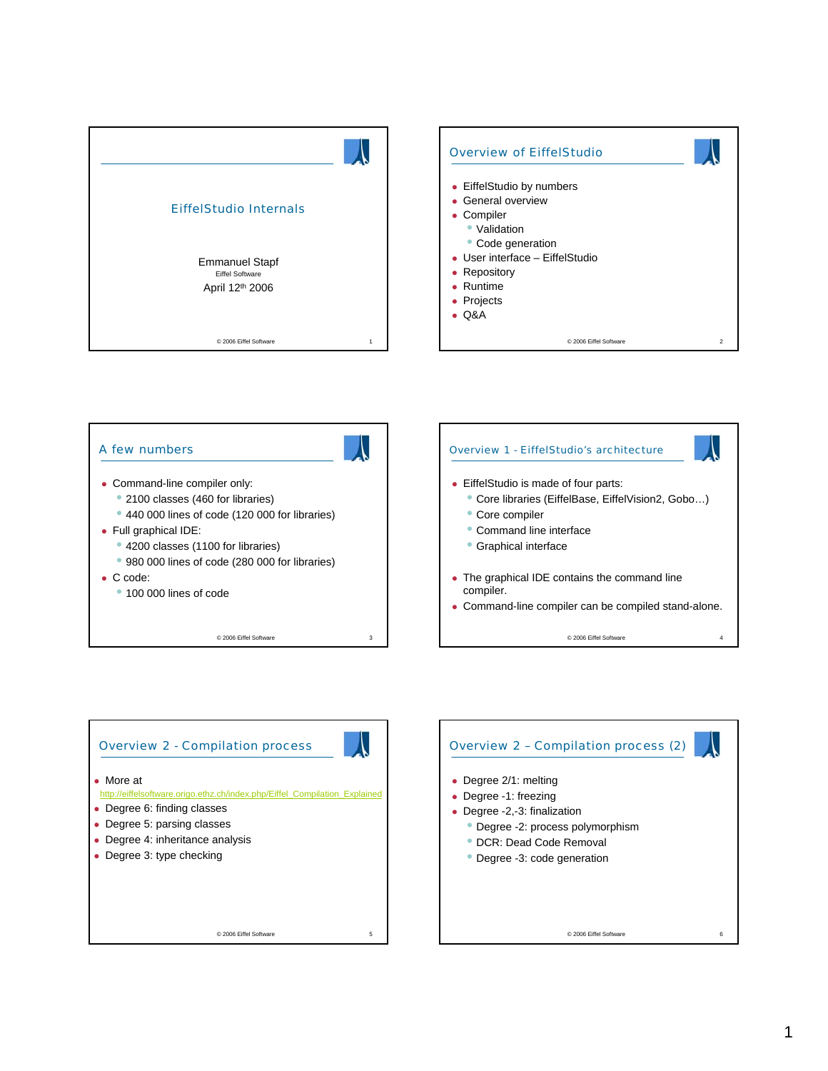# EiffelStudio Internals

Emmanuel Stapf

Eiffel Software

April 12th 2006

## Overview of EiffelStudio

- EiffelStudio by numbers
- General overview
- Compiler
  - Validation
  - Code generation
- User interface – EiffelStudio
- Repository
- Runtime
- Projects
- Q&A

## A few numbers

- Command-line compiler only:
  - 2100 classes (460 for libraries)
  - 440 000 lines of code (120 000 for libraries)
- Full graphical IDE:
  - 4200 classes (1100 for libraries)
  - 980 000 lines of code (280 000 for libraries)
- C code:
  - 100 000 lines of code

## Overview 1 - EiffelStudio's architecture

- EiffelStudio is made of four parts:
  - Core libraries (EiffelBase, EiffelVision2, Gobo…)
  - Core compiler
  - Command line interface
  - Graphical interface
- The graphical IDE contains the command line compiler.
- Command-line compiler can be compiled stand-alone.

## Overview 2 - Compilation process

- More at http://eiffelsoftware.origo.ethz.ch/index.php/Eiffel_Compilation_Explained
- Degree 6: finding classes
- Degree 5: parsing classes
- Degree 4: inheritance analysis
- Degree 3: type checking

## Overview 2 – Compilation process (2)

- Degree 2/1: melting
- Degree -1: freezing
- Degree -2,-3: finalization
  - Degree -2: process polymorphism
  - DCR: Dead Code Removal
  - Degree -3: code generation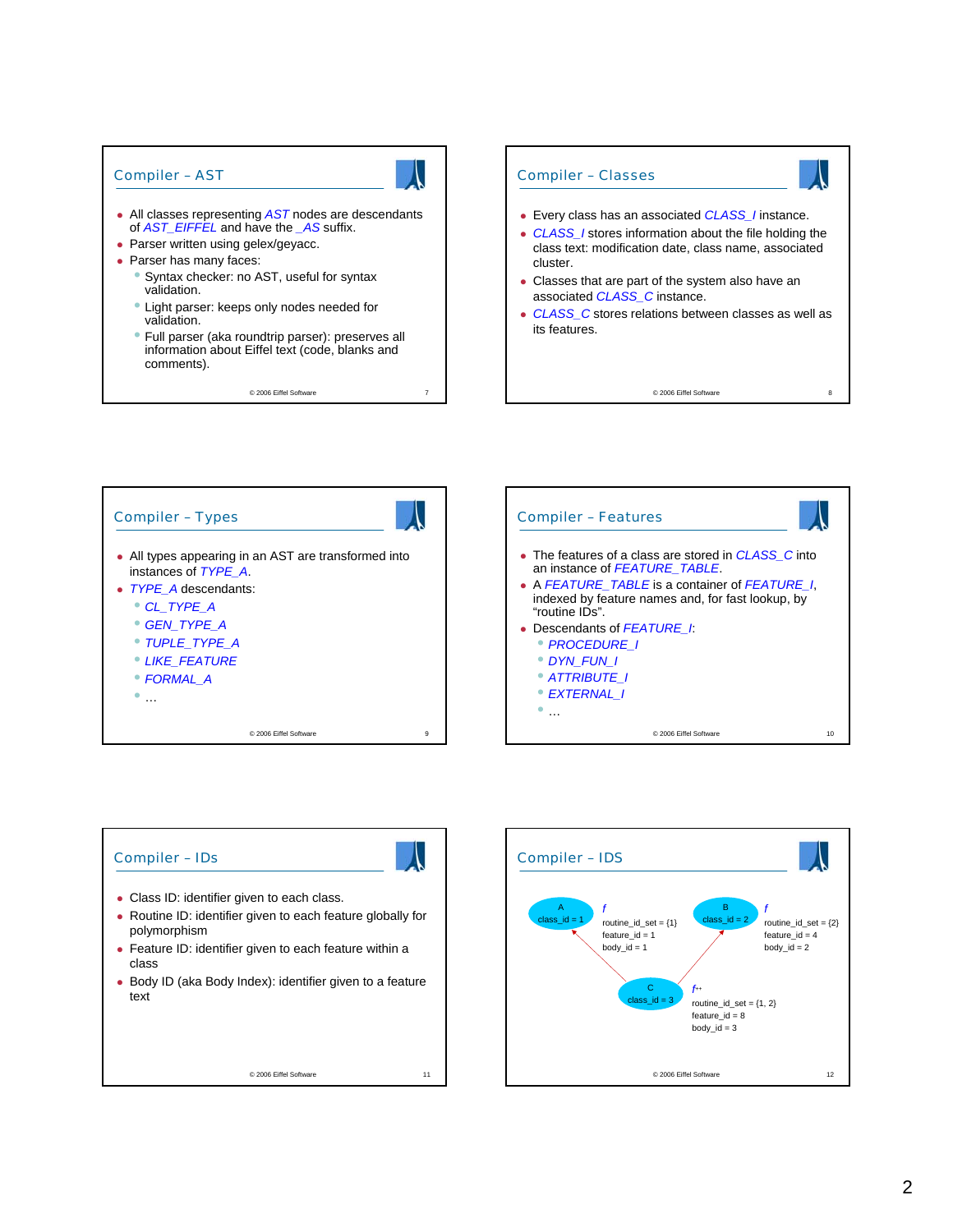## Compiler – AST

- All classes representing *AST* nodes are descendants of *AST_EIFFEL* and have the *_AS* suffix.
- Parser written using gelex/geyacc.
- Parser has many faces:
  - Syntax checker: no AST, useful for syntax validation.
  - Light parser: keeps only nodes needed for validation.
  - Full parser (aka roundtrip parser): preserves all information about Eiffel text (code, blanks and comments).

© 2006 Eiffel Software

## Compiler – Classes

- Every class has an associated *CLASS_I* instance.
- *CLASS_I* stores information about the file holding the class text: modification date, class name, associated cluster.
- Classes that are part of the system also have an associated *CLASS_C* instance.
- *CLASS_C* stores relations between classes as well as its features.

© 2006 Eiffel Software

## Compiler – Types

- All types appearing in an AST are transformed into instances of *TYPE_A*.
- *TYPE_A* descendants:
  - *CL_TYPE_A*
  - *GEN_TYPE_A*
  - *TUPLE_TYPE_A*
  - *LIKE_FEATURE*
  - *FORMAL_A*
  - …

© 2006 Eiffel Software

## Compiler – Features

- The features of a class are stored in *CLASS_C* into an instance of *FEATURE_TABLE*.
- A *FEATURE_TABLE* is a container of *FEATURE_I*, indexed by feature names and, for fast lookup, by "routine IDs".
- Descendants of *FEATURE_I*:
  - *PROCEDURE_I*
  - *DYN_FUN_I*
  - *ATTRIBUTE_I*
  - *EXTERNAL_I*
  - …

© 2006 Eiffel Software

## Compiler – IDs

- Class ID: identifier given to each class.
- Routine ID: identifier given to each feature globally for polymorphism
- Feature ID: identifier given to each feature within a class
- Body ID (aka Body Index): identifier given to a feature text

© 2006 Eiffel Software

## Compiler – IDS

A (class_id = 1) — *f*: routine_id_set = {1}, feature_id = 1, body_id = 1

B (class_id = 2) — *f*: routine_id_set = {2}, feature_id = 4, body_id = 2

C (class_id = 3) — *f*++: routine_id_set = {1, 2}, feature_id = 8, body_id = 3

© 2006 Eiffel Software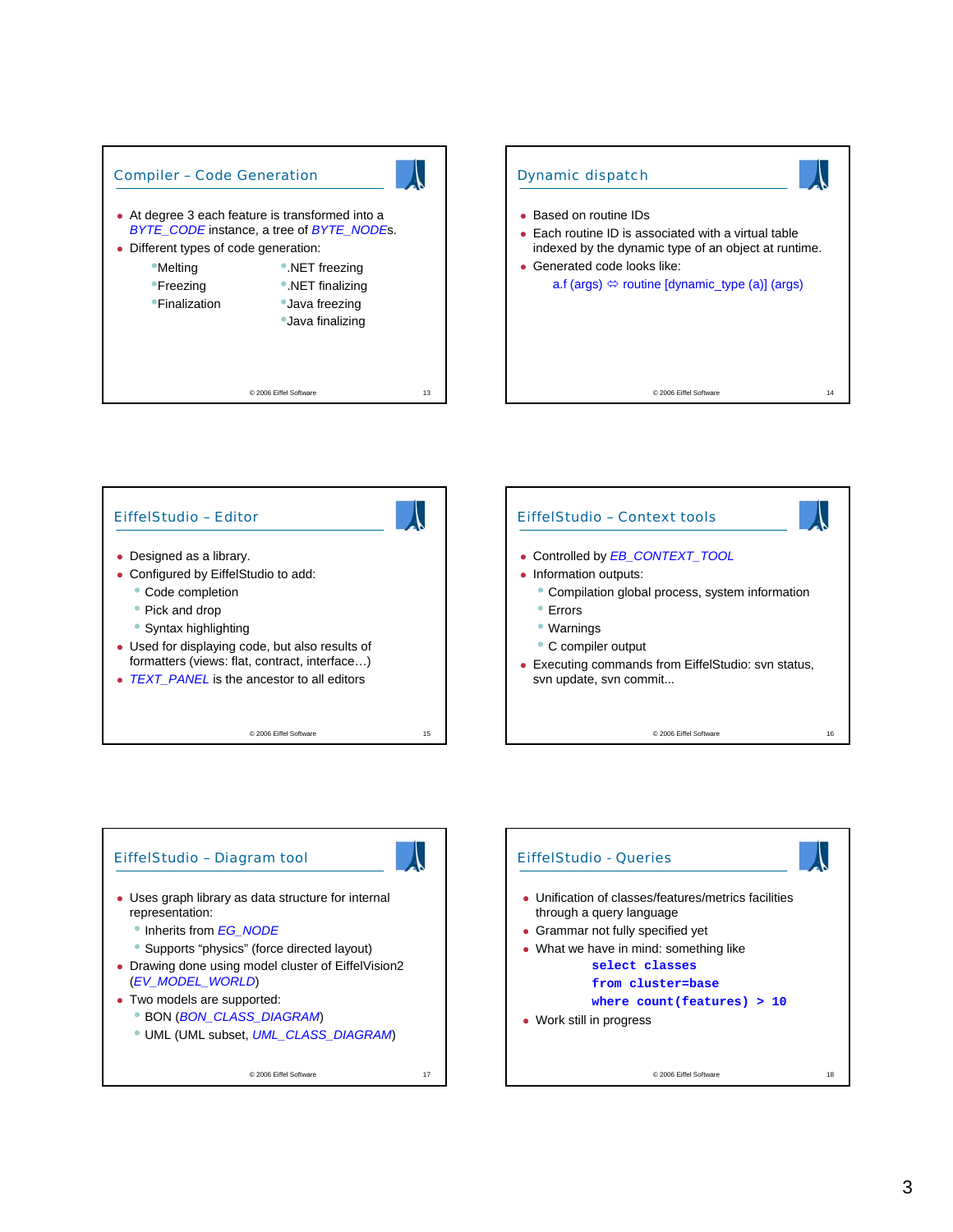## Compiler – Code Generation

- At degree 3 each feature is transformed into a *BYTE_CODE* instance, a tree of *BYTE_NODE*s.
- Different types of code generation:
  - Melting
  - Freezing
  - Finalization
  - .NET freezing
  - .NET finalizing
  - Java freezing
  - Java finalizing

## Dynamic dispatch

- Based on routine IDs
- Each routine ID is associated with a virtual table indexed by the dynamic type of an object at runtime.
- Generated code looks like:

  a.f (args) ⇔ routine [dynamic_type (a)] (args)

## EiffelStudio – Editor

- Designed as a library.
- Configured by EiffelStudio to add:
  - Code completion
  - Pick and drop
  - Syntax highlighting
- Used for displaying code, but also results of formatters (views: flat, contract, interface…)
- *TEXT_PANEL* is the ancestor to all editors

## EiffelStudio – Context tools

- Controlled by *EB_CONTEXT_TOOL*
- Information outputs:
  - Compilation global process, system information
  - Errors
  - Warnings
  - C compiler output
- Executing commands from EiffelStudio: svn status, svn update, svn commit...

## EiffelStudio – Diagram tool

- Uses graph library as data structure for internal representation:
  - Inherits from *EG_NODE*
  - Supports "physics" (force directed layout)
- Drawing done using model cluster of EiffelVision2 (*EV_MODEL_WORLD*)
- Two models are supported:
  - BON (*BON_CLASS_DIAGRAM*)
  - UML (UML subset, *UML_CLASS_DIAGRAM*)

## EiffelStudio - Queries

- Unification of classes/features/metrics facilities through a query language
- Grammar not fully specified yet
- What we have in mind: something like

```
select classes
from cluster=base
where count(features) > 10
```

- Work still in progress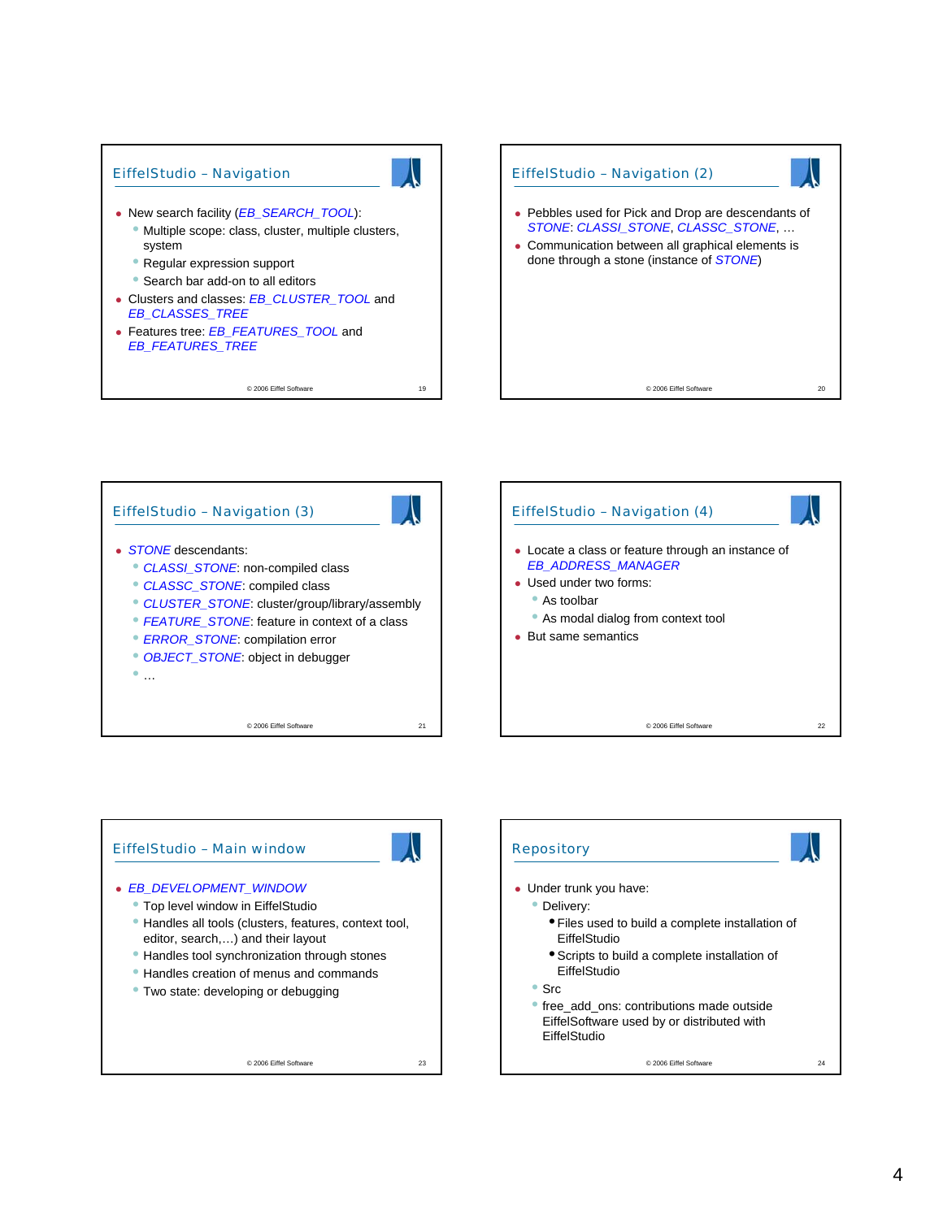## EiffelStudio – Navigation

- New search facility (*EB_SEARCH_TOOL*):
  - Multiple scope: class, cluster, multiple clusters, system
  - Regular expression support
  - Search bar add-on to all editors
- Clusters and classes: *EB_CLUSTER_TOOL* and *EB_CLASSES_TREE*
- Features tree: *EB_FEATURES_TOOL* and *EB_FEATURES_TREE*

## EiffelStudio – Navigation (2)

- Pebbles used for Pick and Drop are descendants of *STONE*: *CLASSI_STONE*, *CLASSC_STONE*, …
- Communication between all graphical elements is done through a stone (instance of *STONE*)

## EiffelStudio – Navigation (3)

- *STONE* descendants:
  - *CLASSI_STONE*: non-compiled class
  - *CLASSC_STONE*: compiled class
  - *CLUSTER_STONE*: cluster/group/library/assembly
  - *FEATURE_STONE*: feature in context of a class
  - *ERROR_STONE*: compilation error
  - *OBJECT_STONE*: object in debugger
  - …

## EiffelStudio – Navigation (4)

- Locate a class or feature through an instance of *EB_ADDRESS_MANAGER*
- Used under two forms:
  - As toolbar
  - As modal dialog from context tool
- But same semantics

## EiffelStudio – Main window

- *EB_DEVELOPMENT_WINDOW*
  - Top level window in EiffelStudio
  - Handles all tools (clusters, features, context tool, editor, search,…) and their layout
  - Handles tool synchronization through stones
  - Handles creation of menus and commands
  - Two state: developing or debugging

## Repository

- Under trunk you have:
  - Delivery:
    - Files used to build a complete installation of EiffelStudio
    - Scripts to build a complete installation of EiffelStudio
  - Src
  - free_add_ons: contributions made outside EiffelSoftware used by or distributed with EiffelStudio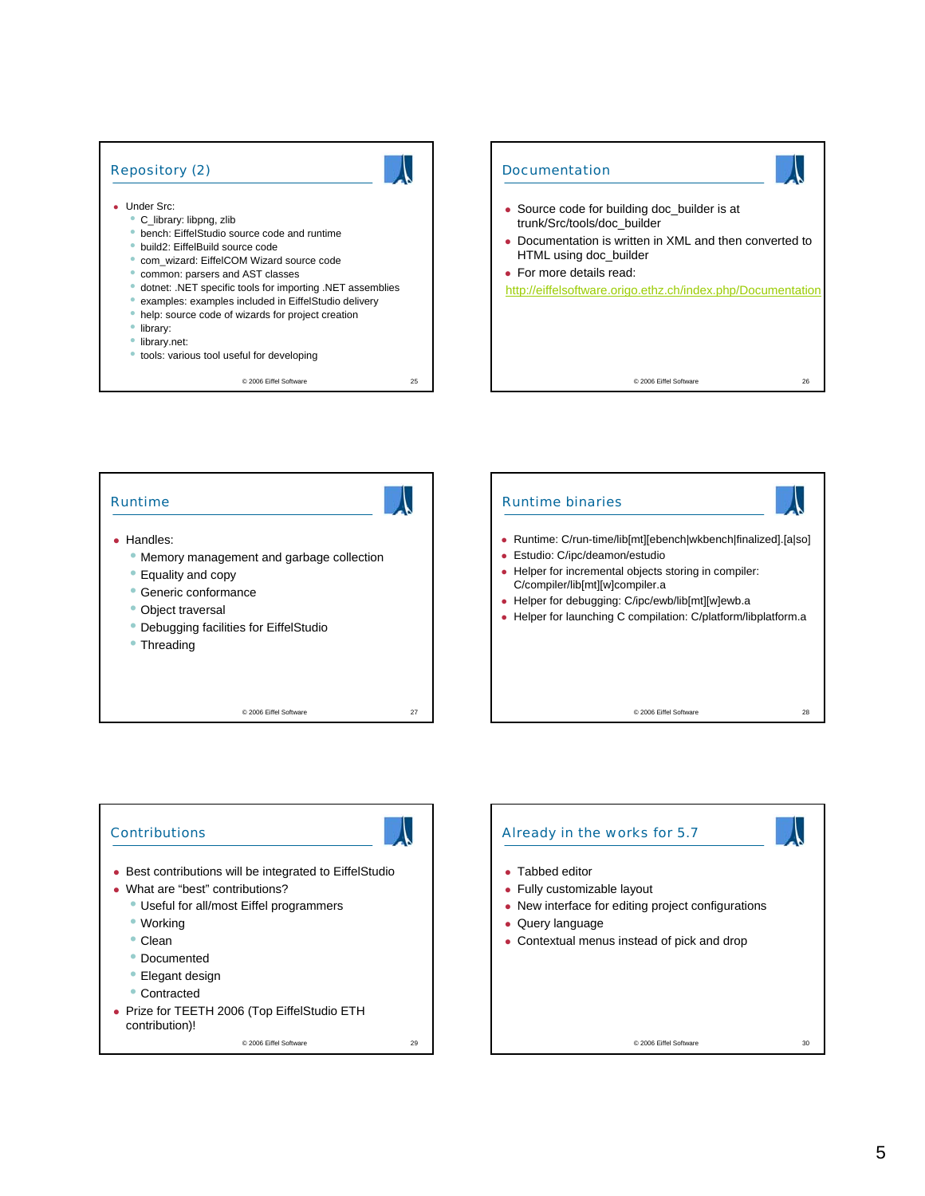## Repository (2)

- Under Src:
  - C_library: libpng, zlib
  - bench: EiffelStudio source code and runtime
  - build2: EiffelBuild source code
  - com_wizard: EiffelCOM Wizard source code
  - common: parsers and AST classes
  - dotnet: .NET specific tools for importing .NET assemblies
  - examples: examples included in EiffelStudio delivery
  - help: source code of wizards for project creation
  - library:
  - library.net:
  - tools: various tool useful for developing

## Documentation

- Source code for building doc_builder is at trunk/Src/tools/doc_builder
- Documentation is written in XML and then converted to HTML using doc_builder
- For more details read:

http://eiffelsoftware.origo.ethz.ch/index.php/Documentation

## Runtime

- Handles:
  - Memory management and garbage collection
  - Equality and copy
  - Generic conformance
  - Object traversal
  - Debugging facilities for EiffelStudio
  - Threading

## Runtime binaries

- Runtime: C/run-time/lib[mt][ebench|wkbench|finalized].[a|so]
- Estudio: C/ipc/deamon/estudio
- Helper for incremental objects storing in compiler: C/compiler/lib[mt][w]compiler.a
- Helper for debugging: C/ipc/ewb/lib[mt][w]ewb.a
- Helper for launching C compilation: C/platform/libplatform.a

## Contributions

- Best contributions will be integrated to EiffelStudio
- What are "best" contributions?
  - Useful for all/most Eiffel programmers
  - Working
  - Clean
  - Documented
  - Elegant design
  - Contracted
- Prize for TEETH 2006 (Top EiffelStudio ETH contribution)!

## Already in the works for 5.7

- Tabbed editor
- Fully customizable layout
- New interface for editing project configurations
- Query language
- Contextual menus instead of pick and drop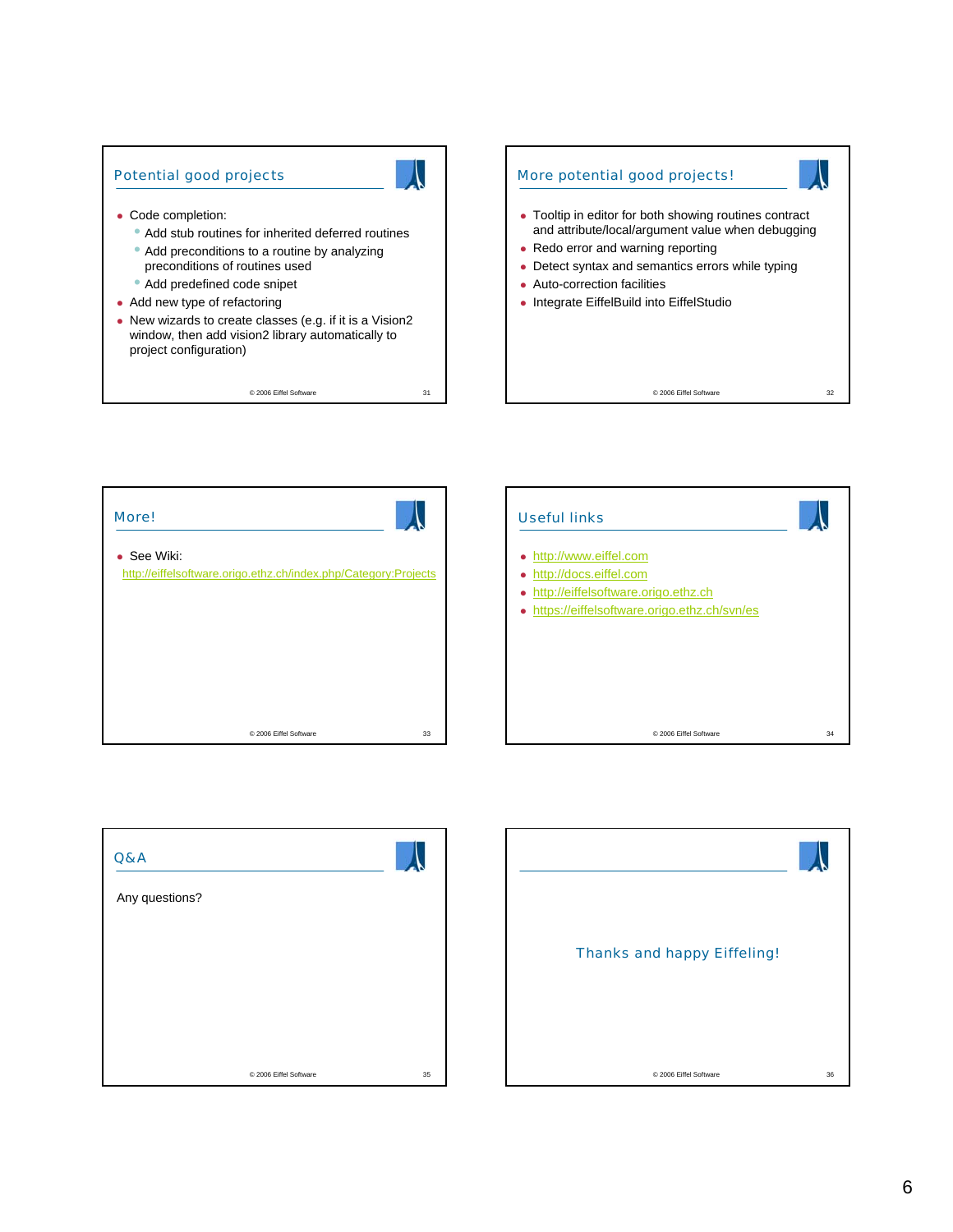## Potential good projects

- Code completion:
  - Add stub routines for inherited deferred routines
  - Add preconditions to a routine by analyzing preconditions of routines used
  - Add predefined code snipet
- Add new type of refactoring
- New wizards to create classes (e.g. if it is a Vision2 window, then add vision2 library automatically to project configuration)

© 2006 Eiffel Software

## More potential good projects!

- Tooltip in editor for both showing routines contract and attribute/local/argument value when debugging
- Redo error and warning reporting
- Detect syntax and semantics errors while typing
- Auto-correction facilities
- Integrate EiffelBuild into EiffelStudio

© 2006 Eiffel Software

## More!

- See Wiki:

http://eiffelsoftware.origo.ethz.ch/index.php/Category:Projects

© 2006 Eiffel Software

## Useful links

- http://www.eiffel.com
- http://docs.eiffel.com
- http://eiffelsoftware.origo.ethz.ch
- https://eiffelsoftware.origo.ethz.ch/svn/es

© 2006 Eiffel Software

## Q&A

Any questions?

© 2006 Eiffel Software

Thanks and happy Eiffeling!

© 2006 Eiffel Software